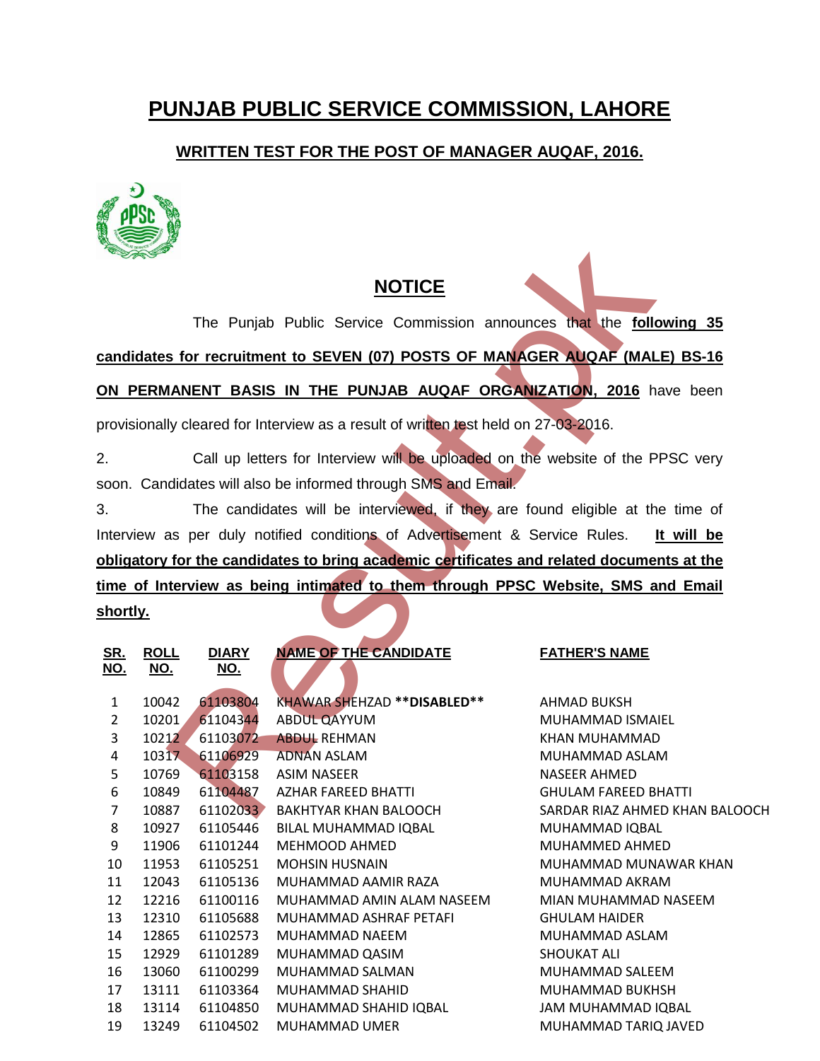# PUNJAB PUBLIC SERVICE COMMISSION, LAHORE

## WRITTEN TEST FOR THE POST OF MANAGER AUQAF, 2016.

## NOTICE

The Punjab Public Service Commission announces that the **following 35 candidates for recruitment to SEVEN (07) POSTS OF MANAGER AUQAF (MALE) BS-16 ON PERMANENT BASIS IN THE PUNJAB AUQAF ORGANIZATION, 2016** have been provisionally cleared for Interview as a result of written test held on 27-03-2016.

2. Call up letters for Interview will be uploaded on the website of the PPSC very soon. Candidates will also be informed through SMS and Email.

3. The candidates will be interviewed, if they are found eligible at the time of Interview as per duly notified conditions of Advertisement & Service Rules. **It will be obligatory for the candidates to bring academic certificates and related documents at the time of Interview as being intimated to them through PPSC Website, SMS and Email shortly.**

| SR. NO. | ROLL NO. | DIARY NO. | NAME OF THE CANDIDATE | FATHER'S NAME |
|---|---|---|---|---|
| 1 | 10042 | 61103804 | KHAWAR SHEHZAD **DISABLED** | AHMAD BUKSH |
| 2 | 10201 | 61104344 | ABDUL QAYYUM | MUHAMMAD ISMAIEL |
| 3 | 10212 | 61103072 | ABDUL REHMAN | KHAN MUHAMMAD |
| 4 | 10317 | 61106929 | ADNAN ASLAM | MUHAMMAD ASLAM |
| 5 | 10769 | 61103158 | ASIM NASEER | NASEER AHMED |
| 6 | 10849 | 61104487 | AZHAR FAREED BHATTI | GHULAM FAREED BHATTI |
| 7 | 10887 | 61102033 | BAKHTYAR KHAN BALOOCH | SARDAR RIAZ AHMED KHAN BALOOCH |
| 8 | 10927 | 61105446 | BILAL MUHAMMAD IQBAL | MUHAMMAD IQBAL |
| 9 | 11906 | 61101244 | MEHMOOD AHMED | MUHAMMED AHMED |
| 10 | 11953 | 61105251 | MOHSIN HUSNAIN | MUHAMMAD MUNAWAR KHAN |
| 11 | 12043 | 61105136 | MUHAMMAD AAMIR RAZA | MUHAMMAD AKRAM |
| 12 | 12216 | 61100116 | MUHAMMAD AMIN ALAM NASEEM | MIAN MUHAMMAD NASEEM |
| 13 | 12310 | 61105688 | MUHAMMAD ASHRAF PETAFI | GHULAM HAIDER |
| 14 | 12865 | 61102573 | MUHAMMAD NAEEM | MUHAMMAD ASLAM |
| 15 | 12929 | 61101289 | MUHAMMAD QASIM | SHOUKAT ALI |
| 16 | 13060 | 61100299 | MUHAMMAD SALMAN | MUHAMMAD SALEEM |
| 17 | 13111 | 61103364 | MUHAMMAD SHAHID | MUHAMMAD BUKHSH |
| 18 | 13114 | 61104850 | MUHAMMAD SHAHID IQBAL | JAM MUHAMMAD IQBAL |
| 19 | 13249 | 61104502 | MUHAMMAD UMER | MUHAMMAD TARIQ JAVED |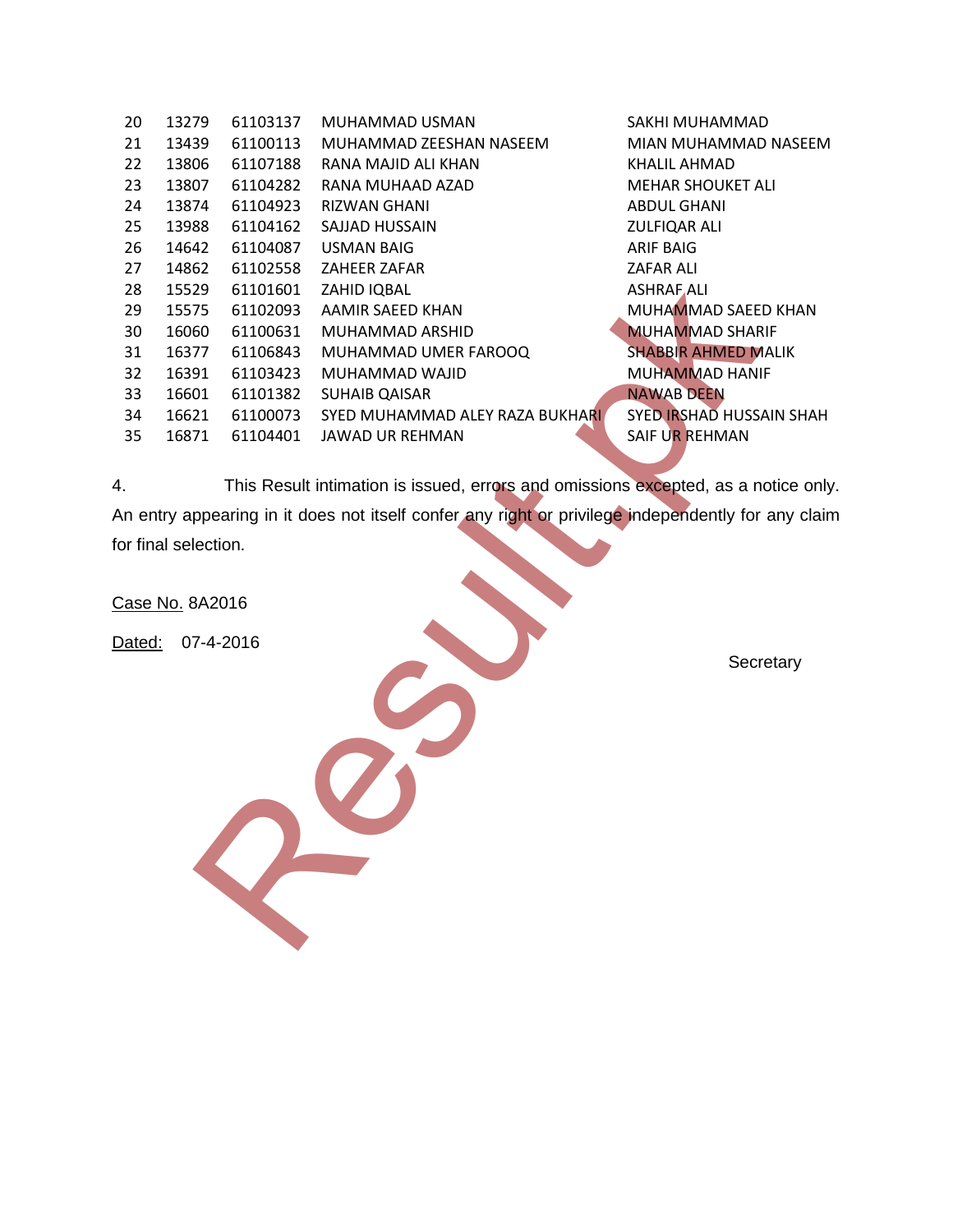| | | | | |
|---|---|---|---|---|
| 20 | 13279 | 61103137 | MUHAMMAD USMAN | SAKHI MUHAMMAD |
| 21 | 13439 | 61100113 | MUHAMMAD ZEESHAN NASEEM | MIAN MUHAMMAD NASEEM |
| 22 | 13806 | 61107188 | RANA MAJID ALI KHAN | KHALIL AHMAD |
| 23 | 13807 | 61104282 | RANA MUHAAD AZAD | MEHAR SHOUKET ALI |
| 24 | 13874 | 61104923 | RIZWAN GHANI | ABDUL GHANI |
| 25 | 13988 | 61104162 | SAJJAD HUSSAIN | ZULFIQAR ALI |
| 26 | 14642 | 61104087 | USMAN BAIG | ARIF BAIG |
| 27 | 14862 | 61102558 | ZAHEER ZAFAR | ZAFAR ALI |
| 28 | 15529 | 61101601 | ZAHID IQBAL | ASHRAF ALI |
| 29 | 15575 | 61102093 | AAMIR SAEED KHAN | MUHAMMAD SAEED KHAN |
| 30 | 16060 | 61100631 | MUHAMMAD ARSHID | MUHAMMAD SHARIF |
| 31 | 16377 | 61106843 | MUHAMMAD UMER FAROOQ | SHABBIR AHMED MALIK |
| 32 | 16391 | 61103423 | MUHAMMAD WAJID | MUHAMMAD HANIF |
| 33 | 16601 | 61101382 | SUHAIB QAISAR | NAWAB DEEN |
| 34 | 16621 | 61100073 | SYED MUHAMMAD ALEY RAZA BUKHARI | SYED IRSHAD HUSSAIN SHAH |
| 35 | 16871 | 61104401 | JAWAD UR REHMAN | SAIF UR REHMAN |

4. This Result intimation is issued, errors and omissions excepted, as a notice only. An entry appearing in it does not itself confer any right or privilege independently for any claim for final selection.

Case No. 8A2016

Dated: 07-4-2016

Secretary